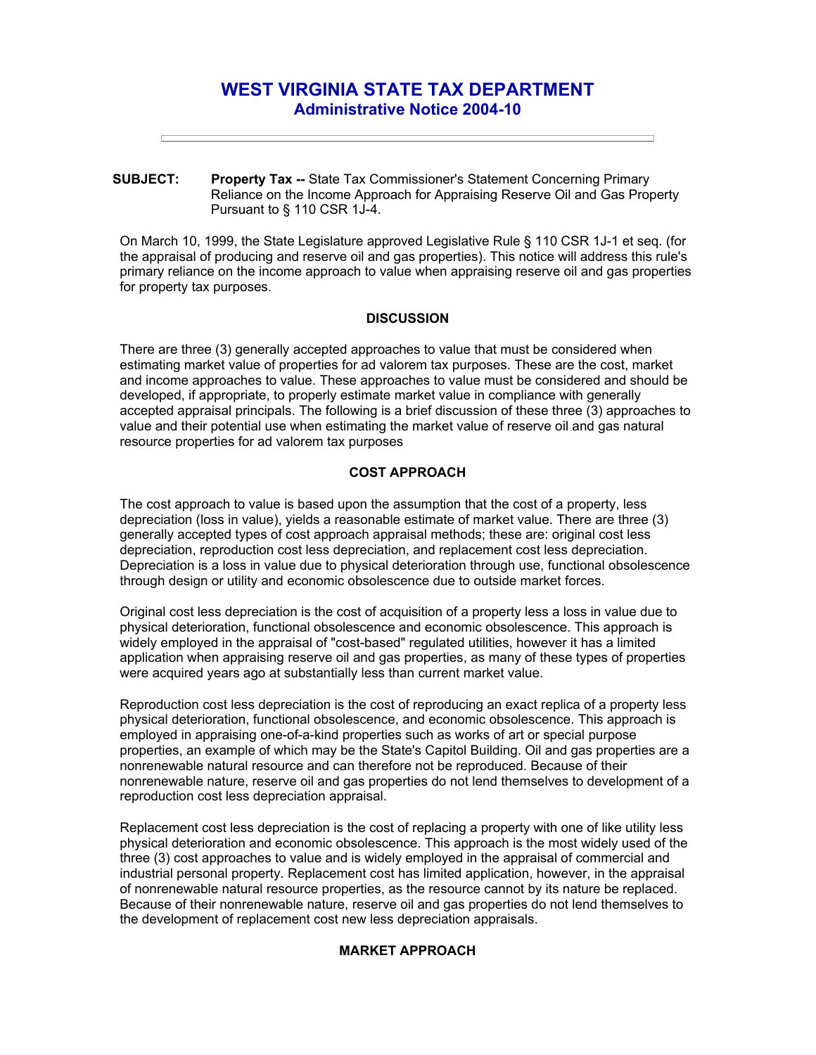# WEST VIRGINIA STATE TAX DEPARTMENT

## Administrative Notice 2004-10

---

**SUBJECT:** **Property Tax --** State Tax Commissioner's Statement Concerning Primary Reliance on the Income Approach for Appraising Reserve Oil and Gas Property Pursuant to § 110 CSR 1J-4.

On March 10, 1999, the State Legislature approved Legislative Rule § 110 CSR 1J-1 et seq. (for the appraisal of producing and reserve oil and gas properties). This notice will address this rule's primary reliance on the income approach to value when appraising reserve oil and gas properties for property tax purposes.

### DISCUSSION

There are three (3) generally accepted approaches to value that must be considered when estimating market value of properties for ad valorem tax purposes. These are the cost, market and income approaches to value. These approaches to value must be considered and should be developed, if appropriate, to properly estimate market value in compliance with generally accepted appraisal principals. The following is a brief discussion of these three (3) approaches to value and their potential use when estimating the market value of reserve oil and gas natural resource properties for ad valorem tax purposes

### COST APPROACH

The cost approach to value is based upon the assumption that the cost of a property, less depreciation (loss in value), yields a reasonable estimate of market value. There are three (3) generally accepted types of cost approach appraisal methods; these are: original cost less depreciation, reproduction cost less depreciation, and replacement cost less depreciation. Depreciation is a loss in value due to physical deterioration through use, functional obsolescence through design or utility and economic obsolescence due to outside market forces.

Original cost less depreciation is the cost of acquisition of a property less a loss in value due to physical deterioration, functional obsolescence and economic obsolescence. This approach is widely employed in the appraisal of "cost-based" regulated utilities, however it has a limited application when appraising reserve oil and gas properties, as many of these types of properties were acquired years ago at substantially less than current market value.

Reproduction cost less depreciation is the cost of reproducing an exact replica of a property less physical deterioration, functional obsolescence, and economic obsolescence. This approach is employed in appraising one-of-a-kind properties such as works of art or special purpose properties, an example of which may be the State's Capitol Building. Oil and gas properties are a nonrenewable natural resource and can therefore not be reproduced. Because of their nonrenewable nature, reserve oil and gas properties do not lend themselves to development of a reproduction cost less depreciation appraisal.

Replacement cost less depreciation is the cost of replacing a property with one of like utility less physical deterioration and economic obsolescence. This approach is the most widely used of the three (3) cost approaches to value and is widely employed in the appraisal of commercial and industrial personal property. Replacement cost has limited application, however, in the appraisal of nonrenewable natural resource properties, as the resource cannot by its nature be replaced. Because of their nonrenewable nature, reserve oil and gas properties do not lend themselves to the development of replacement cost new less depreciation appraisals.

### MARKET APPROACH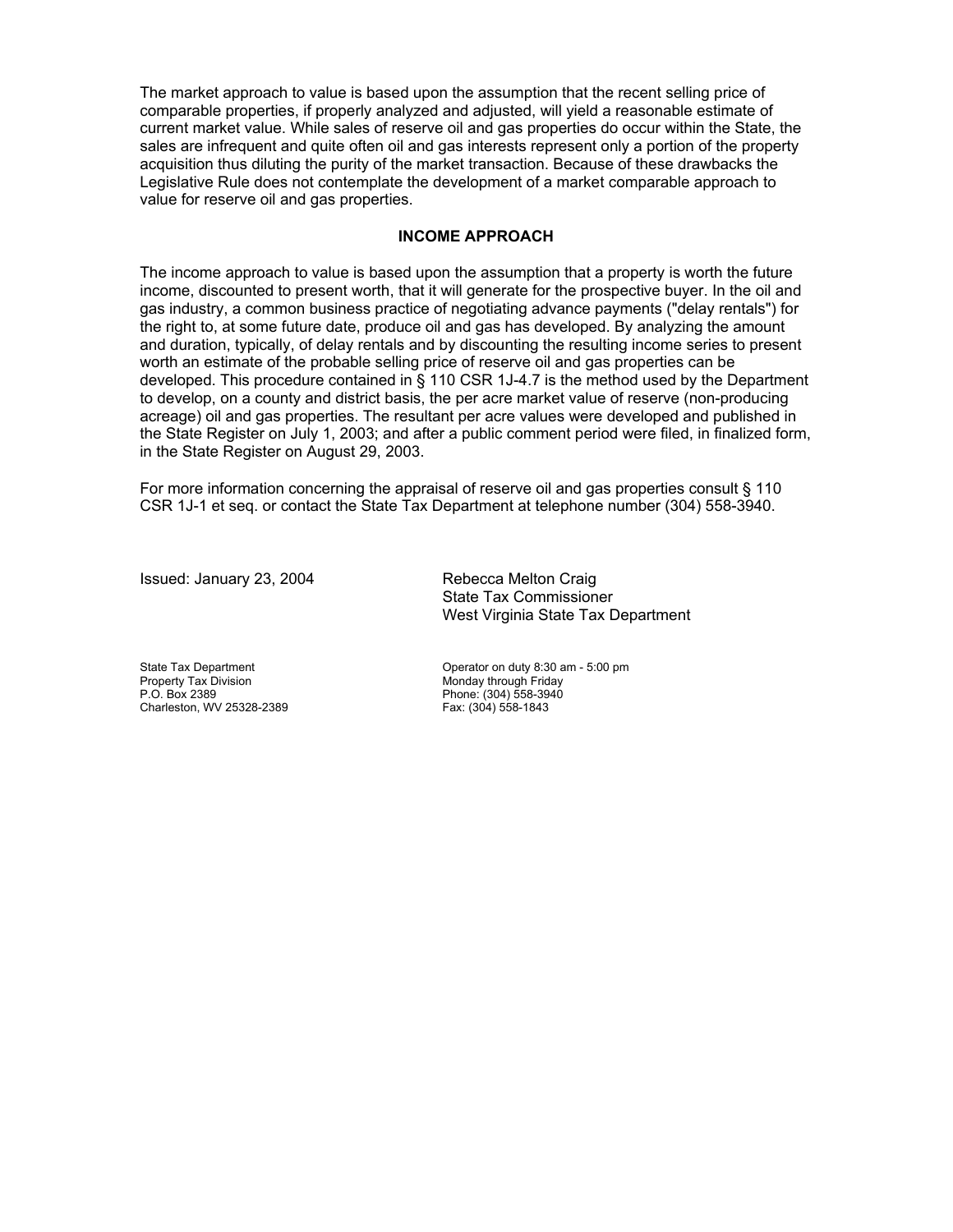The market approach to value is based upon the assumption that the recent selling price of comparable properties, if properly analyzed and adjusted, will yield a reasonable estimate of current market value. While sales of reserve oil and gas properties do occur within the State, the sales are infrequent and quite often oil and gas interests represent only a portion of the property acquisition thus diluting the purity of the market transaction. Because of these drawbacks the Legislative Rule does not contemplate the development of a market comparable approach to value for reserve oil and gas properties.

## INCOME APPROACH

The income approach to value is based upon the assumption that a property is worth the future income, discounted to present worth, that it will generate for the prospective buyer. In the oil and gas industry, a common business practice of negotiating advance payments ("delay rentals") for the right to, at some future date, produce oil and gas has developed. By analyzing the amount and duration, typically, of delay rentals and by discounting the resulting income series to present worth an estimate of the probable selling price of reserve oil and gas properties can be developed. This procedure contained in § 110 CSR 1J-4.7 is the method used by the Department to develop, on a county and district basis, the per acre market value of reserve (non-producing acreage) oil and gas properties. The resultant per acre values were developed and published in the State Register on July 1, 2003; and after a public comment period were filed, in finalized form, in the State Register on August 29, 2003.

For more information concerning the appraisal of reserve oil and gas properties consult § 110 CSR 1J-1 et seq. or contact the State Tax Department at telephone number (304) 558-3940.

Issued: January 23, 2004

Rebecca Melton Craig
State Tax Commissioner
West Virginia State Tax Department

State Tax Department
Property Tax Division
P.O. Box 2389
Charleston, WV 25328-2389

Operator on duty 8:30 am - 5:00 pm
Monday through Friday
Phone: (304) 558-3940
Fax: (304) 558-1843